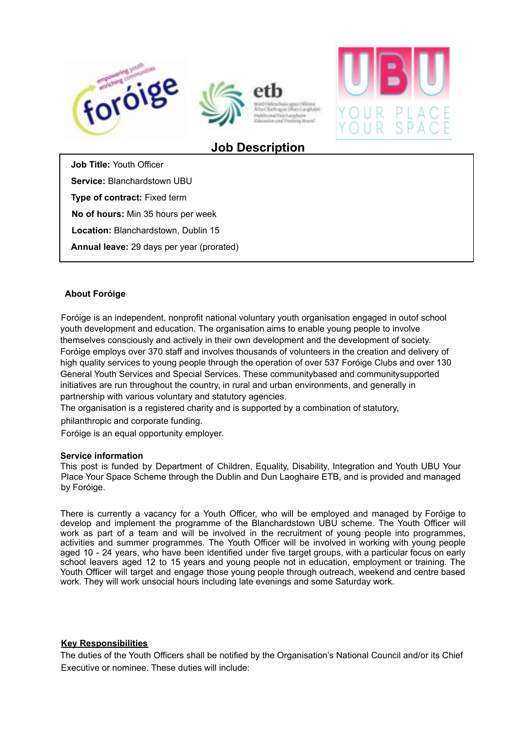# Job Description

**Job Title:** Youth Officer

**Service:** Blanchardstown UBU

**Type of contract:** Fixed term

**No of hours:** Min 35 hours per week

**Location:** Blanchardstown, Dublin 15

**Annual leave:** 29 days per year (prorated)

**About Foróige**

Foróige is an independent, nonprofit national voluntary youth organisation engaged in outof school youth development and education. The organisation aims to enable young people to involve themselves consciously and actively in their own development and the development of society. Foróige employs over 370 staff and involves thousands of volunteers in the creation and delivery of high quality services to young people through the operation of over 537 Foróige Clubs and over 130 General Youth Services and Special Services. These communitybased and communitysupported initiatives are run throughout the country, in rural and urban environments, and generally in partnership with various voluntary and statutory agencies.

The organisation is a registered charity and is supported by a combination of statutory, philanthropic and corporate funding.

Foróige is an equal opportunity employer.

**Service information**

This post is funded by Department of Children, Equality, Disability, Integration and Youth UBU Your Place Your Space Scheme through the Dublin and Dun Laoghaire ETB, and is provided and managed by Foróige.

There is currently a vacancy for a Youth Officer, who will be employed and managed by Foróige to develop and implement the programme of the Blanchardstown UBU scheme. The Youth Officer will work as part of a team and will be involved in the recruitment of young people into programmes, activities and summer programmes. The Youth Officer will be involved in working with young people aged 10 - 24 years, who have been identified under five target groups, with a particular focus on early school leavers aged 12 to 15 years and young people not in education, employment or training. The Youth Officer will target and engage those young people through outreach, weekend and centre based work. They will work unsocial hours including late evenings and some Saturday work.

**Key Responsibilities**

The duties of the Youth Officers shall be notified by the Organisation's National Council and/or its Chief Executive or nominee. These duties will include: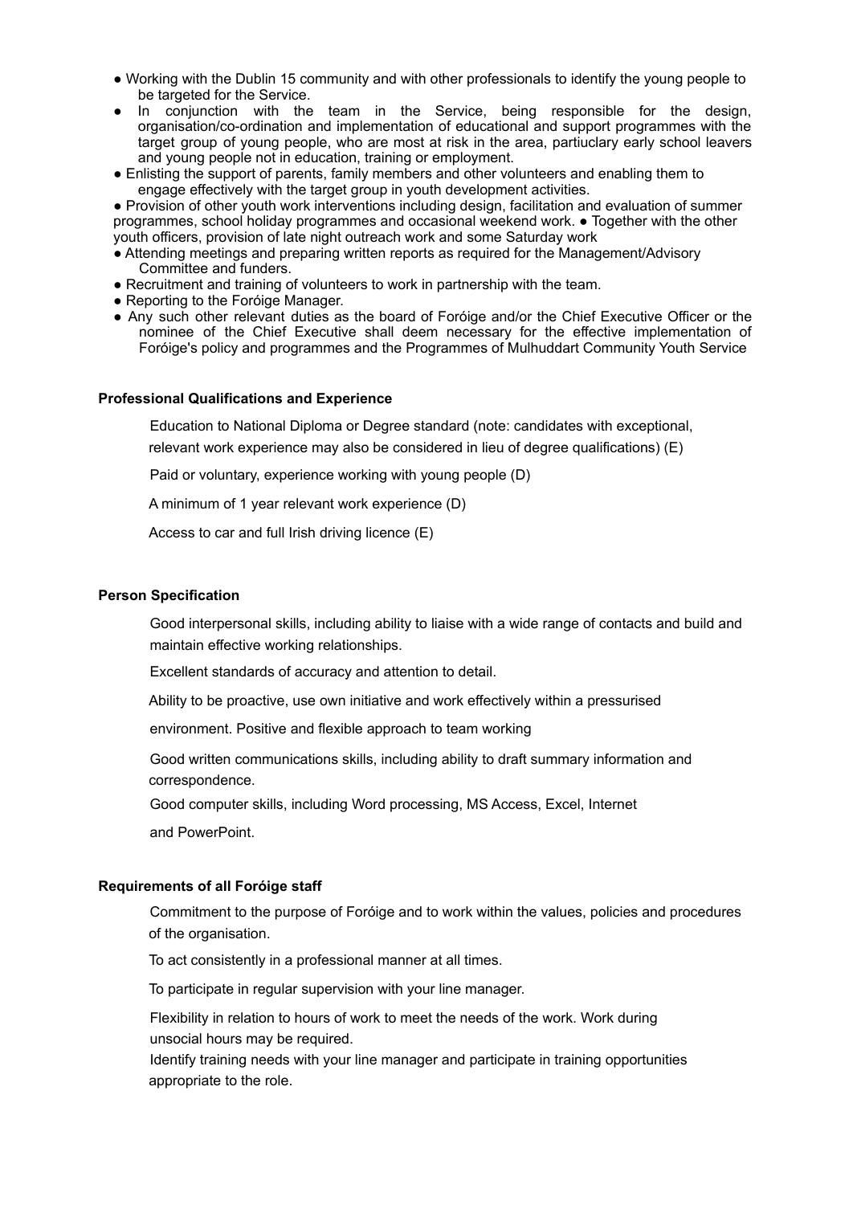- Working with the Dublin 15 community and with other professionals to identify the young people to be targeted for the Service.
- In conjunction with the team in the Service, being responsible for the design, organisation/co-ordination and implementation of educational and support programmes with the target group of young people, who are most at risk in the area, partiuclary early school leavers and young people not in education, training or employment.
- Enlisting the support of parents, family members and other volunteers and enabling them to engage effectively with the target group in youth development activities.
- Provision of other youth work interventions including design, facilitation and evaluation of summer programmes, school holiday programmes and occasional weekend work.
- Together with the other youth officers, provision of late night outreach work and some Saturday work
- Attending meetings and preparing written reports as required for the Management/Advisory Committee and funders.
- Recruitment and training of volunteers to work in partnership with the team.
- Reporting to the Foróige Manager.
- Any such other relevant duties as the board of Foróige and/or the Chief Executive Officer or the nominee of the Chief Executive shall deem necessary for the effective implementation of Foróige's policy and programmes and the Programmes of Mulhuddart Community Youth Service

**Professional Qualifications and Experience**

Education to National Diploma or Degree standard (note: candidates with exceptional, relevant work experience may also be considered in lieu of degree qualifications) (E)

Paid or voluntary, experience working with young people (D)

A minimum of 1 year relevant work experience (D)

Access to car and full Irish driving licence (E)

**Person Specification**

Good interpersonal skills, including ability to liaise with a wide range of contacts and build and maintain effective working relationships.

Excellent standards of accuracy and attention to detail.

Ability to be proactive, use own initiative and work effectively within a pressurised environment. Positive and flexible approach to team working

Good written communications skills, including ability to draft summary information and correspondence.

Good computer skills, including Word processing, MS Access, Excel, Internet and PowerPoint.

**Requirements of all Foróige staff**

Commitment to the purpose of Foróige and to work within the values, policies and procedures of the organisation.

To act consistently in a professional manner at all times.

To participate in regular supervision with your line manager.

Flexibility in relation to hours of work to meet the needs of the work. Work during unsocial hours may be required.

Identify training needs with your line manager and participate in training opportunities appropriate to the role.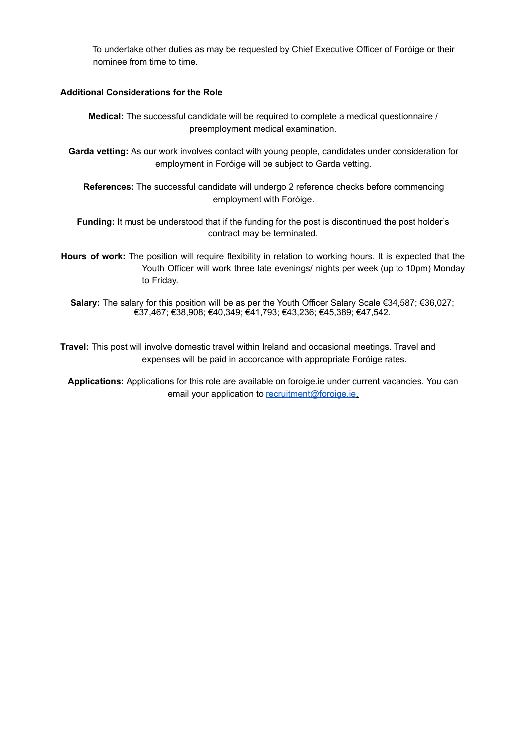To undertake other duties as may be requested by Chief Executive Officer of Foróige or their nominee from time to time.

**Additional Considerations for the Role**

**Medical:** The successful candidate will be required to complete a medical questionnaire / preemployment medical examination.

**Garda vetting:** As our work involves contact with young people, candidates under consideration for employment in Foróige will be subject to Garda vetting.

**References:** The successful candidate will undergo 2 reference checks before commencing employment with Foróige.

**Funding:** It must be understood that if the funding for the post is discontinued the post holder's contract may be terminated.

**Hours of work:** The position will require flexibility in relation to working hours. It is expected that the Youth Officer will work three late evenings/ nights per week (up to 10pm) Monday to Friday.

**Salary:** The salary for this position will be as per the Youth Officer Salary Scale €34,587; €36,027; €37,467; €38,908; €40,349; €41,793; €43,236; €45,389; €47,542.

**Travel:** This post will involve domestic travel within Ireland and occasional meetings. Travel and expenses will be paid in accordance with appropriate Foróige rates.

**Applications:** Applications for this role are available on foroige.ie under current vacancies. You can email your application to recruitment@foroige.ie.